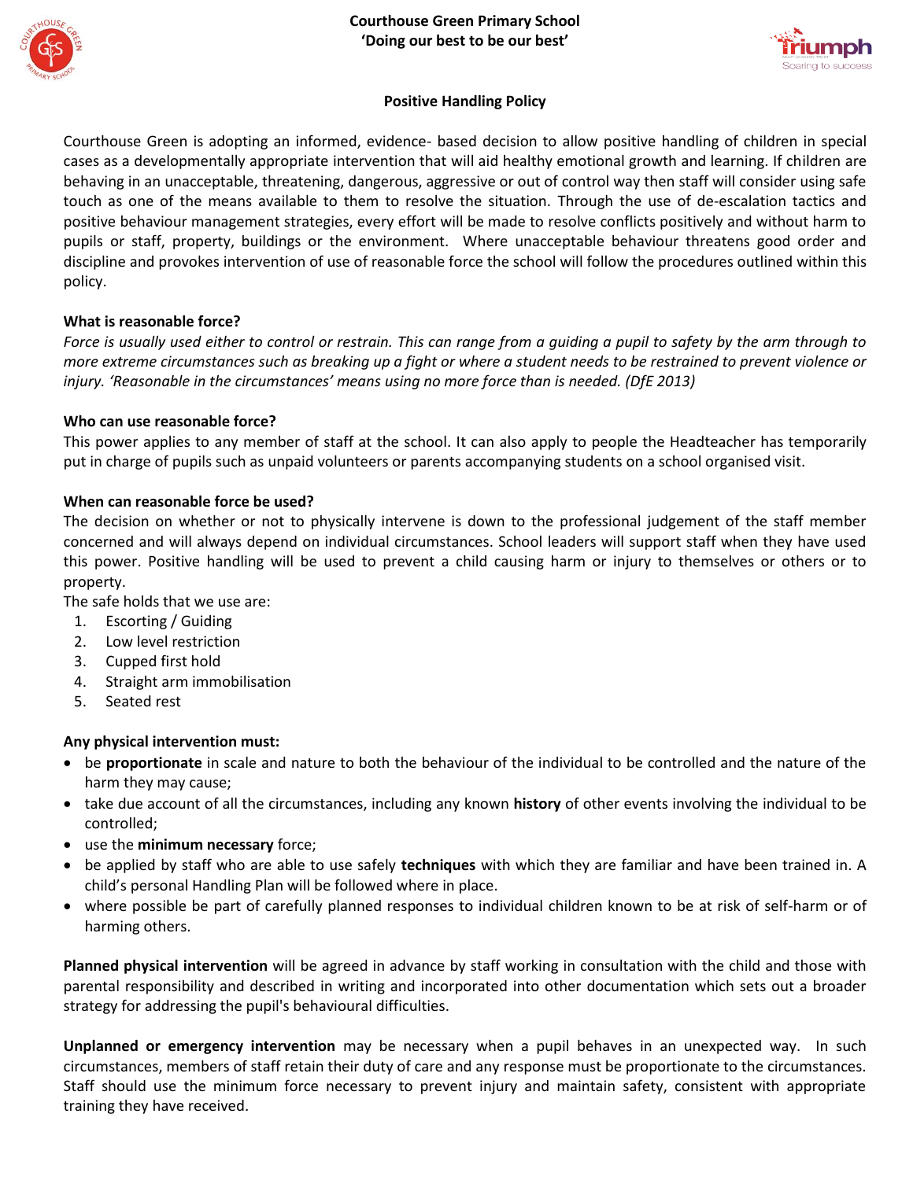**Courthouse Green Primary School**
**'Doing our best to be our best'**

## Positive Handling Policy

Courthouse Green is adopting an informed, evidence- based decision to allow positive handling of children in special cases as a developmentally appropriate intervention that will aid healthy emotional growth and learning. If children are behaving in an unacceptable, threatening, dangerous, aggressive or out of control way then staff will consider using safe touch as one of the means available to them to resolve the situation. Through the use of de-escalation tactics and positive behaviour management strategies, every effort will be made to resolve conflicts positively and without harm to pupils or staff, property, buildings or the environment. Where unacceptable behaviour threatens good order and discipline and provokes intervention of use of reasonable force the school will follow the procedures outlined within this policy.

### What is reasonable force?

*Force is usually used either to control or restrain. This can range from a guiding a pupil to safety by the arm through to more extreme circumstances such as breaking up a fight or where a student needs to be restrained to prevent violence or injury. 'Reasonable in the circumstances' means using no more force than is needed. (DfE 2013)*

### Who can use reasonable force?

This power applies to any member of staff at the school. It can also apply to people the Headteacher has temporarily put in charge of pupils such as unpaid volunteers or parents accompanying students on a school organised visit.

### When can reasonable force be used?

The decision on whether or not to physically intervene is down to the professional judgement of the staff member concerned and will always depend on individual circumstances. School leaders will support staff when they have used this power. Positive handling will be used to prevent a child causing harm or injury to themselves or others or to property.

The safe holds that we use are:

1. Escorting / Guiding
2. Low level restriction
3. Cupped first hold
4. Straight arm immobilisation
5. Seated rest

### Any physical intervention must:

- be **proportionate** in scale and nature to both the behaviour of the individual to be controlled and the nature of the harm they may cause;
- take due account of all the circumstances, including any known **history** of other events involving the individual to be controlled;
- use the **minimum necessary** force;
- be applied by staff who are able to use safely **techniques** with which they are familiar and have been trained in. A child's personal Handling Plan will be followed where in place.
- where possible be part of carefully planned responses to individual children known to be at risk of self-harm or of harming others.

**Planned physical intervention** will be agreed in advance by staff working in consultation with the child and those with parental responsibility and described in writing and incorporated into other documentation which sets out a broader strategy for addressing the pupil's behavioural difficulties.

**Unplanned or emergency intervention** may be necessary when a pupil behaves in an unexpected way. In such circumstances, members of staff retain their duty of care and any response must be proportionate to the circumstances. Staff should use the minimum force necessary to prevent injury and maintain safety, consistent with appropriate training they have received.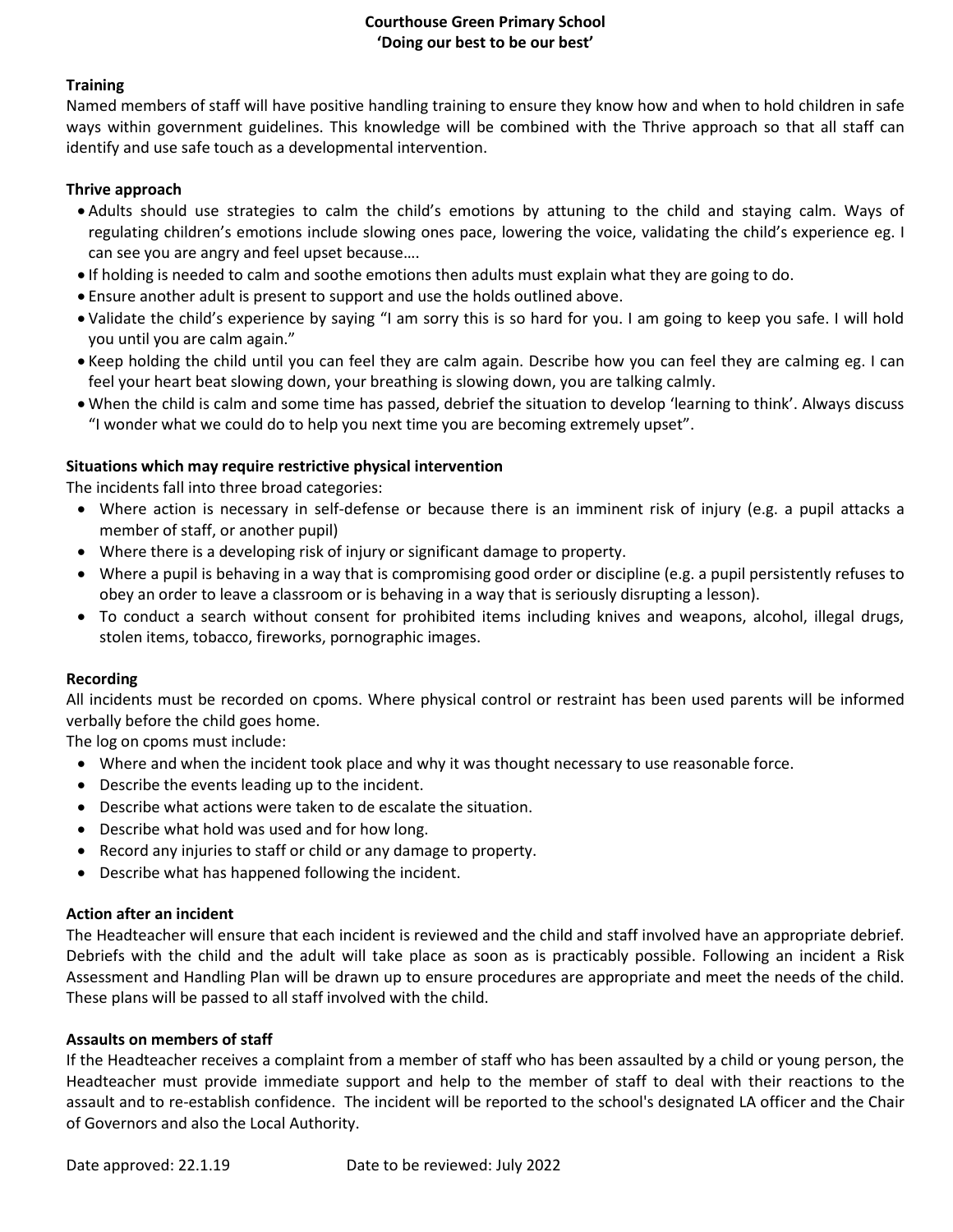**Courthouse Green Primary School**
**'Doing our best to be our best'**

**Training**

Named members of staff will have positive handling training to ensure they know how and when to hold children in safe ways within government guidelines. This knowledge will be combined with the Thrive approach so that all staff can identify and use safe touch as a developmental intervention.

**Thrive approach**

- Adults should use strategies to calm the child's emotions by attuning to the child and staying calm. Ways of regulating children's emotions include slowing ones pace, lowering the voice, validating the child's experience eg. I can see you are angry and feel upset because….
- If holding is needed to calm and soothe emotions then adults must explain what they are going to do.
- Ensure another adult is present to support and use the holds outlined above.
- Validate the child's experience by saying "I am sorry this is so hard for you. I am going to keep you safe. I will hold you until you are calm again."
- Keep holding the child until you can feel they are calm again. Describe how you can feel they are calming eg. I can feel your heart beat slowing down, your breathing is slowing down, you are talking calmly.
- When the child is calm and some time has passed, debrief the situation to develop 'learning to think'. Always discuss "I wonder what we could do to help you next time you are becoming extremely upset".

**Situations which may require restrictive physical intervention**

The incidents fall into three broad categories:

- Where action is necessary in self-defense or because there is an imminent risk of injury (e.g. a pupil attacks a member of staff, or another pupil)
- Where there is a developing risk of injury or significant damage to property.
- Where a pupil is behaving in a way that is compromising good order or discipline (e.g. a pupil persistently refuses to obey an order to leave a classroom or is behaving in a way that is seriously disrupting a lesson).
- To conduct a search without consent for prohibited items including knives and weapons, alcohol, illegal drugs, stolen items, tobacco, fireworks, pornographic images.

**Recording**

All incidents must be recorded on cpoms. Where physical control or restraint has been used parents will be informed verbally before the child goes home.

The log on cpoms must include:

- Where and when the incident took place and why it was thought necessary to use reasonable force.
- Describe the events leading up to the incident.
- Describe what actions were taken to de escalate the situation.
- Describe what hold was used and for how long.
- Record any injuries to staff or child or any damage to property.
- Describe what has happened following the incident.

**Action after an incident**

The Headteacher will ensure that each incident is reviewed and the child and staff involved have an appropriate debrief. Debriefs with the child and the adult will take place as soon as is practicably possible. Following an incident a Risk Assessment and Handling Plan will be drawn up to ensure procedures are appropriate and meet the needs of the child. These plans will be passed to all staff involved with the child.

**Assaults on members of staff**

If the Headteacher receives a complaint from a member of staff who has been assaulted by a child or young person, the Headteacher must provide immediate support and help to the member of staff to deal with their reactions to the assault and to re-establish confidence. The incident will be reported to the school's designated LA officer and the Chair of Governors and also the Local Authority.

Date approved: 22.1.19 Date to be reviewed: July 2022